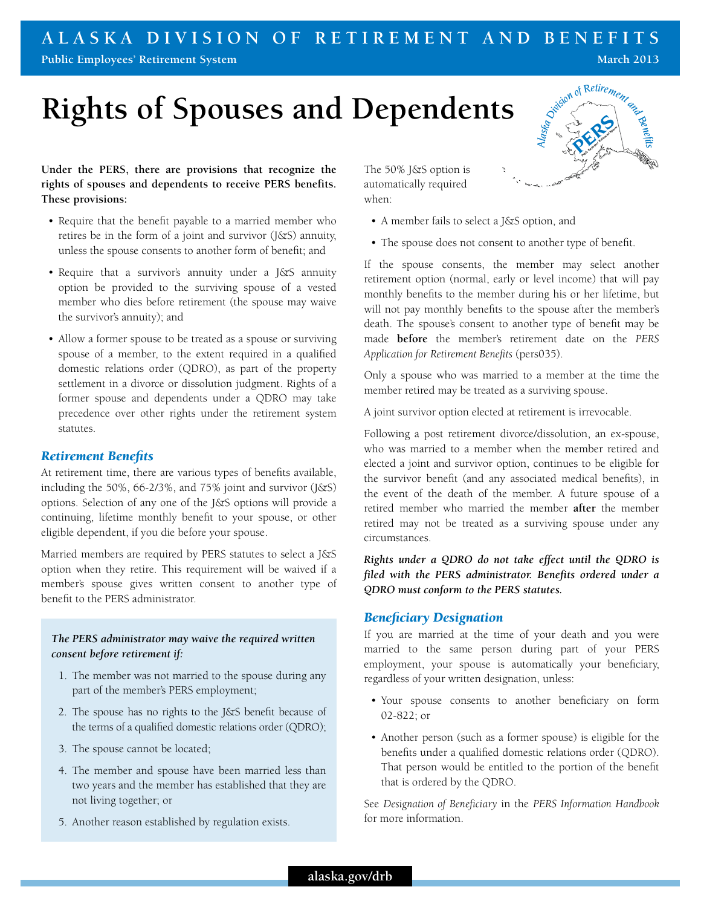ALASKA DIVISION OF RETIREMENT AND BENEFITS

Public Employees' Retirement System

March 2013

# Rights of Spouses and Dependents

**Under the PERS, there are provisions that recognize the rights of spouses and dependents to receive PERS benefits. These provisions:**

- Require that the benefit payable to a married member who retires be in the form of a joint and survivor (J&S) annuity, unless the spouse consents to another form of benefit; and
- Require that a survivor's annuity under a J&S annuity option be provided to the surviving spouse of a vested member who dies before retirement (the spouse may waive the survivor's annuity); and
- Allow a former spouse to be treated as a spouse or surviving spouse of a member, to the extent required in a qualified domestic relations order (QDRO), as part of the property settlement in a divorce or dissolution judgment. Rights of a former spouse and dependents under a QDRO may take precedence over other rights under the retirement system statutes.

## *Retirement Benefits*

At retirement time, there are various types of benefits available, including the 50%, 66-2/3%, and 75% joint and survivor (J&S) options. Selection of any one of the J&S options will provide a continuing, lifetime monthly benefit to your spouse, or other eligible dependent, if you die before your spouse.

Married members are required by PERS statutes to select a J&S option when they retire. This requirement will be waived if a member's spouse gives written consent to another type of benefit to the PERS administrator.

***The PERS administrator may waive the required written consent before retirement if:***

1. The member was not married to the spouse during any part of the member's PERS employment;
2. The spouse has no rights to the J&S benefit because of the terms of a qualified domestic relations order (QDRO);
3. The spouse cannot be located;
4. The member and spouse have been married less than two years and the member has established that they are not living together; or
5. Another reason established by regulation exists.

The 50% J&S option is automatically required when:

- A member fails to select a J&S option, and
- The spouse does not consent to another type of benefit.

If the spouse consents, the member may select another retirement option (normal, early or level income) that will pay monthly benefits to the member during his or her lifetime, but will not pay monthly benefits to the spouse after the member's death. The spouse's consent to another type of benefit may be made **before** the member's retirement date on the *PERS Application for Retirement Benefits* (pers035).

Only a spouse who was married to a member at the time the member retired may be treated as a surviving spouse.

A joint survivor option elected at retirement is irrevocable.

Following a post retirement divorce/dissolution, an ex-spouse, who was married to a member when the member retired and elected a joint and survivor option, continues to be eligible for the survivor benefit (and any associated medical benefits), in the event of the death of the member. A future spouse of a retired member who married the member **after** the member retired may not be treated as a surviving spouse under any circumstances.

***Rights under a QDRO do not take effect until the QDRO is filed with the PERS administrator. Benefits ordered under a QDRO must conform to the PERS statutes.***

## *Beneficiary Designation*

If you are married at the time of your death and you were married to the same person during part of your PERS employment, your spouse is automatically your beneficiary, regardless of your written designation, unless:

- Your spouse consents to another beneficiary on form 02-822; or
- Another person (such as a former spouse) is eligible for the benefits under a qualified domestic relations order (QDRO). That person would be entitled to the portion of the benefit that is ordered by the QDRO.

See *Designation of Beneficiary* in the *PERS Information Handbook* for more information.

alaska.gov/drb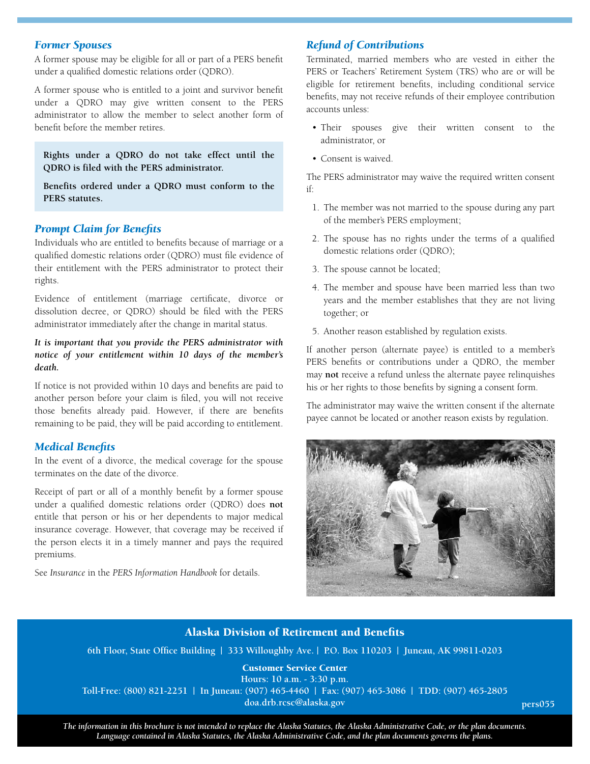### *Former Spouses*

A former spouse may be eligible for all or part of a PERS benefit under a qualified domestic relations order (QDRO).

A former spouse who is entitled to a joint and survivor benefit under a QDRO may give written consent to the PERS administrator to allow the member to select another form of benefit before the member retires.

**Rights under a QDRO do not take effect until the QDRO is filed with the PERS administrator.**

**Benefits ordered under a QDRO must conform to the PERS statutes.**

### *Prompt Claim for Benefits*

Individuals who are entitled to benefits because of marriage or a qualified domestic relations order (QDRO) must file evidence of their entitlement with the PERS administrator to protect their rights.

Evidence of entitlement (marriage certificate, divorce or dissolution decree, or QDRO) should be filed with the PERS administrator immediately after the change in marital status.

***It is important that you provide the PERS administrator with notice of your entitlement within 10 days of the member's death.***

If notice is not provided within 10 days and benefits are paid to another person before your claim is filed, you will not receive those benefits already paid. However, if there are benefits remaining to be paid, they will be paid according to entitlement.

### *Medical Benefits*

In the event of a divorce, the medical coverage for the spouse terminates on the date of the divorce.

Receipt of part or all of a monthly benefit by a former spouse under a qualified domestic relations order (QDRO) does **not** entitle that person or his or her dependents to major medical insurance coverage. However, that coverage may be received if the person elects it in a timely manner and pays the required premiums.

See *Insurance* in the *PERS Information Handbook* for details.

### *Refund of Contributions*

Terminated, married members who are vested in either the PERS or Teachers' Retirement System (TRS) who are or will be eligible for retirement benefits, including conditional service benefits, may not receive refunds of their employee contribution accounts unless:

- Their spouses give their written consent to the administrator, or
- Consent is waived.

The PERS administrator may waive the required written consent if:

1. The member was not married to the spouse during any part of the member's PERS employment;
2. The spouse has no rights under the terms of a qualified domestic relations order (QDRO);
3. The spouse cannot be located;
4. The member and spouse have been married less than two years and the member establishes that they are not living together; or
5. Another reason established by regulation exists.

If another person (alternate payee) is entitled to a member's PERS benefits or contributions under a QDRO, the member may **not** receive a refund unless the alternate payee relinquishes his or her rights to those benefits by signing a consent form.

The administrator may waive the written consent if the alternate payee cannot be located or another reason exists by regulation.

**Alaska Division of Retirement and Benefits**

**6th Floor, State Office Building | 333 Willoughby Ave. | P.O. Box 110203 | Juneau, AK 99811-0203**

**Customer Service Center**
**Hours: 10 a.m. - 3:30 p.m.**
**Toll-Free: (800) 821-2251 | In Juneau: (907) 465-4460 | Fax: (907) 465-3086 | TDD: (907) 465-2805**
**doa.drb.rcsc@alaska.gov**

**pers055**

***The information in this brochure is not intended to replace the Alaska Statutes, the Alaska Administrative Code, or the plan documents. Language contained in Alaska Statutes, the Alaska Administrative Code, and the plan documents governs the plans.***